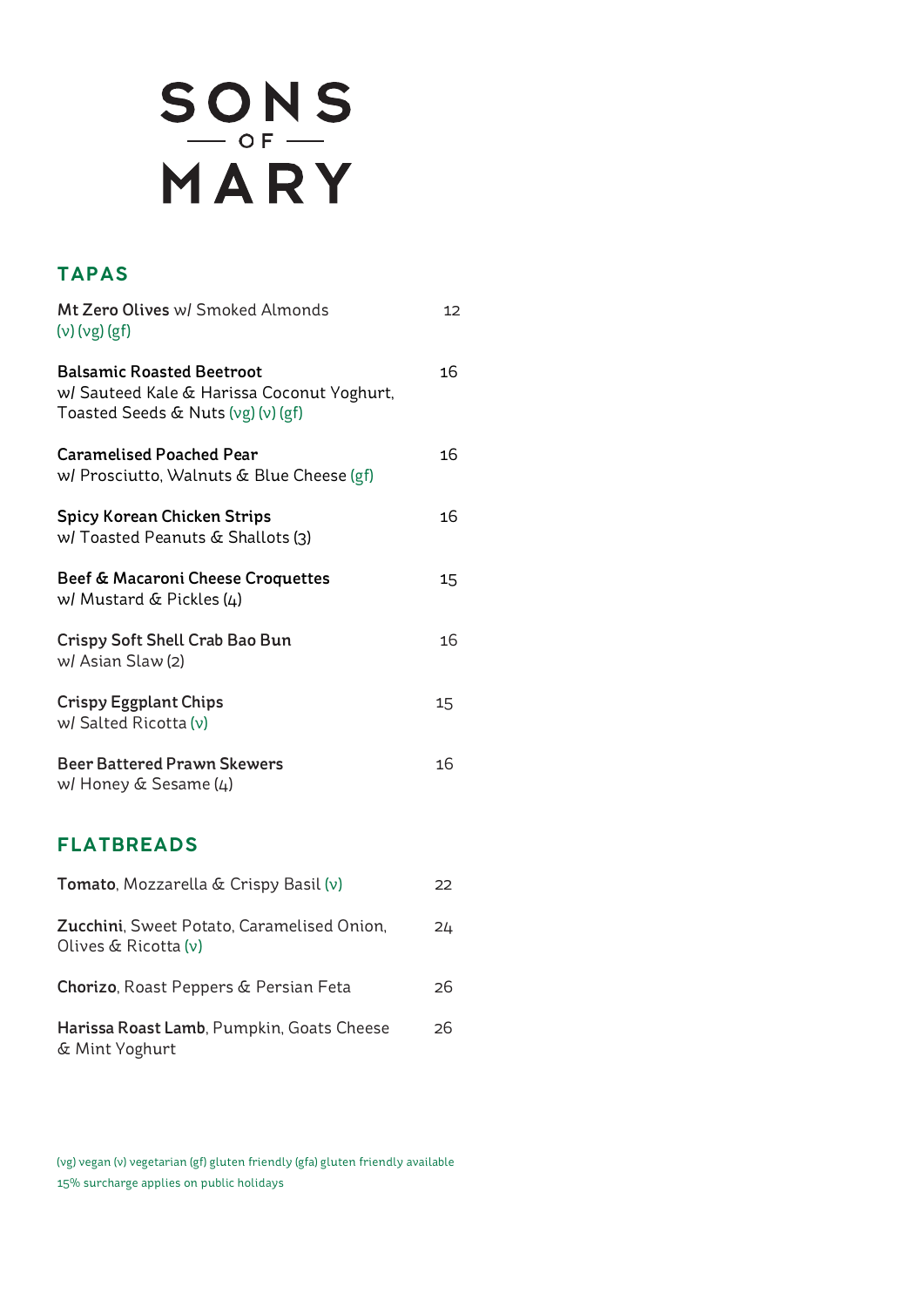# SONS — OF — MARY

## TAPAS

**Mt Zero Olives** w/ Smoked Almonds (v) (vg) (gf) — 12

**Balsamic Roasted Beetroot** w/ Sauteed Kale & Harissa Coconut Yoghurt, Toasted Seeds & Nuts (vg) (v) (gf) — 16

**Caramelised Poached Pear** w/ Prosciutto, Walnuts & Blue Cheese (gf) — 16

**Spicy Korean Chicken Strips** w/ Toasted Peanuts & Shallots (3) — 16

**Beef & Macaroni Cheese Croquettes** w/ Mustard & Pickles (4) — 15

**Crispy Soft Shell Crab Bao Bun** w/ Asian Slaw (2) — 16

**Crispy Eggplant Chips** w/ Salted Ricotta (v) — 15

**Beer Battered Prawn Skewers** w/ Honey & Sesame (4) — 16

## FLATBREADS

**Tomato**, Mozzarella & Crispy Basil (v) — 22

**Zucchini**, Sweet Potato, Caramelised Onion, Olives & Ricotta (v) — 24

**Chorizo**, Roast Peppers & Persian Feta — 26

**Harissa Roast Lamb**, Pumpkin, Goats Cheese & Mint Yoghurt — 26

(vg) vegan (v) vegetarian (gf) gluten friendly (gfa) gluten friendly available

15% surcharge applies on public holidays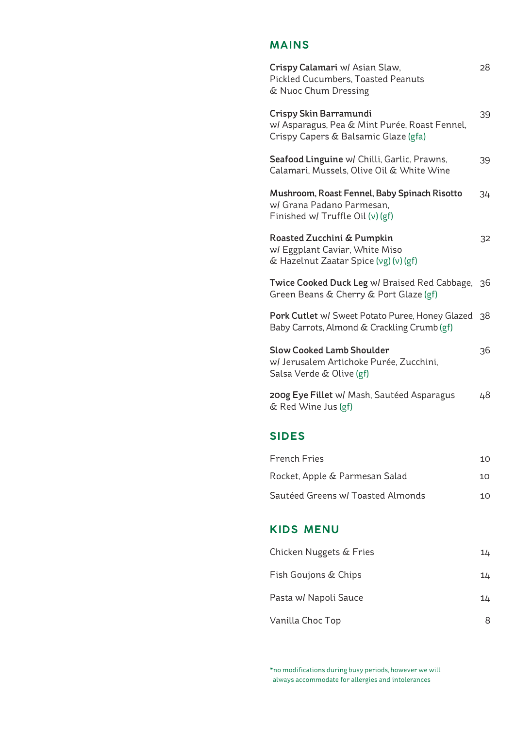## MAINS

**Crispy Calamari** w/ Asian Slaw, Pickled Cucumbers, Toasted Peanuts & Nuoc Chum Dressing — 28

**Crispy Skin Barramundi** w/ Asparagus, Pea & Mint Purée, Roast Fennel, Crispy Capers & Balsamic Glaze (gfa) — 39

**Seafood Linguine** w/ Chilli, Garlic, Prawns, Calamari, Mussels, Olive Oil & White Wine — 39

**Mushroom, Roast Fennel, Baby Spinach Risotto** w/ Grana Padano Parmesan, Finished w/ Truffle Oil (v) (gf) — 34

**Roasted Zucchini & Pumpkin** w/ Eggplant Caviar, White Miso & Hazelnut Zaatar Spice (vg) (v) (gf) — 32

**Twice Cooked Duck Leg** w/ Braised Red Cabbage, Green Beans & Cherry & Port Glaze (gf) — 36

**Pork Cutlet** w/ Sweet Potato Puree, Honey Glazed Baby Carrots, Almond & Crackling Crumb (gf) — 38

**Slow Cooked Lamb Shoulder** w/ Jerusalem Artichoke Purée, Zucchini, Salsa Verde & Olive (gf) — 36

**200g Eye Fillet** w/ Mash, Sautéed Asparagus & Red Wine Jus (gf) — 48

## SIDES

| Item | Price |
| --- | --- |
| French Fries | 10 |
| Rocket, Apple & Parmesan Salad | 10 |
| Sautéed Greens w/ Toasted Almonds | 10 |

## KIDS MENU

| Item | Price |
| --- | --- |
| Chicken Nuggets & Fries | 14 |
| Fish Goujons & Chips | 14 |
| Pasta w/ Napoli Sauce | 14 |
| Vanilla Choc Top | 8 |

*no modifications during busy periods, however we will always accommodate for allergies and intolerances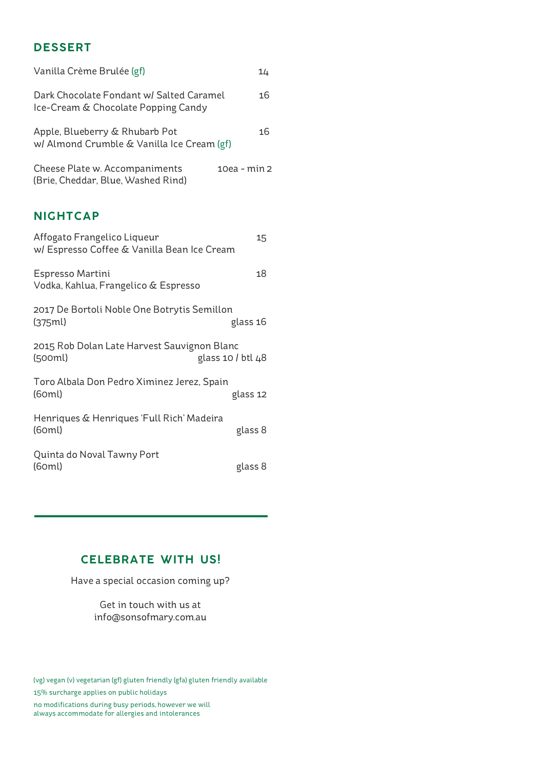## DESSERT

Vanilla Crème Brulée (gf) 14

Dark Chocolate Fondant w/ Salted Caramel Ice-Cream & Chocolate Popping Candy 16

Apple, Blueberry & Rhubarb Pot w/ Almond Crumble & Vanilla Ice Cream (gf) 16

Cheese Plate w. Accompaniments (Brie, Cheddar, Blue, Washed Rind) 10ea - min 2

## NIGHTCAP

Affogato Frangelico Liqueur w/ Espresso Coffee & Vanilla Bean Ice Cream 15

Espresso Martini
Vodka, Kahlua, Frangelico & Espresso 18

2017 De Bortoli Noble One Botrytis Semillon (375ml) glass 16

2015 Rob Dolan Late Harvest Sauvignon Blanc (500ml) glass 10 / btl 48

Toro Albala Don Pedro Ximinez Jerez, Spain (60ml) glass 12

Henriques & Henriques 'Full Rich' Madeira (60ml) glass 8

Quinta do Noval Tawny Port (60ml) glass 8

---

## CELEBRATE WITH US!

Have a special occasion coming up?

Get in touch with us at
info@sonsofmary.com.au

(vg) vegan (v) vegetarian (gf) gluten friendly (gfa) gluten friendly available

15% surcharge applies on public holidays

no modifications during busy periods, however we will always accommodate for allergies and intolerances